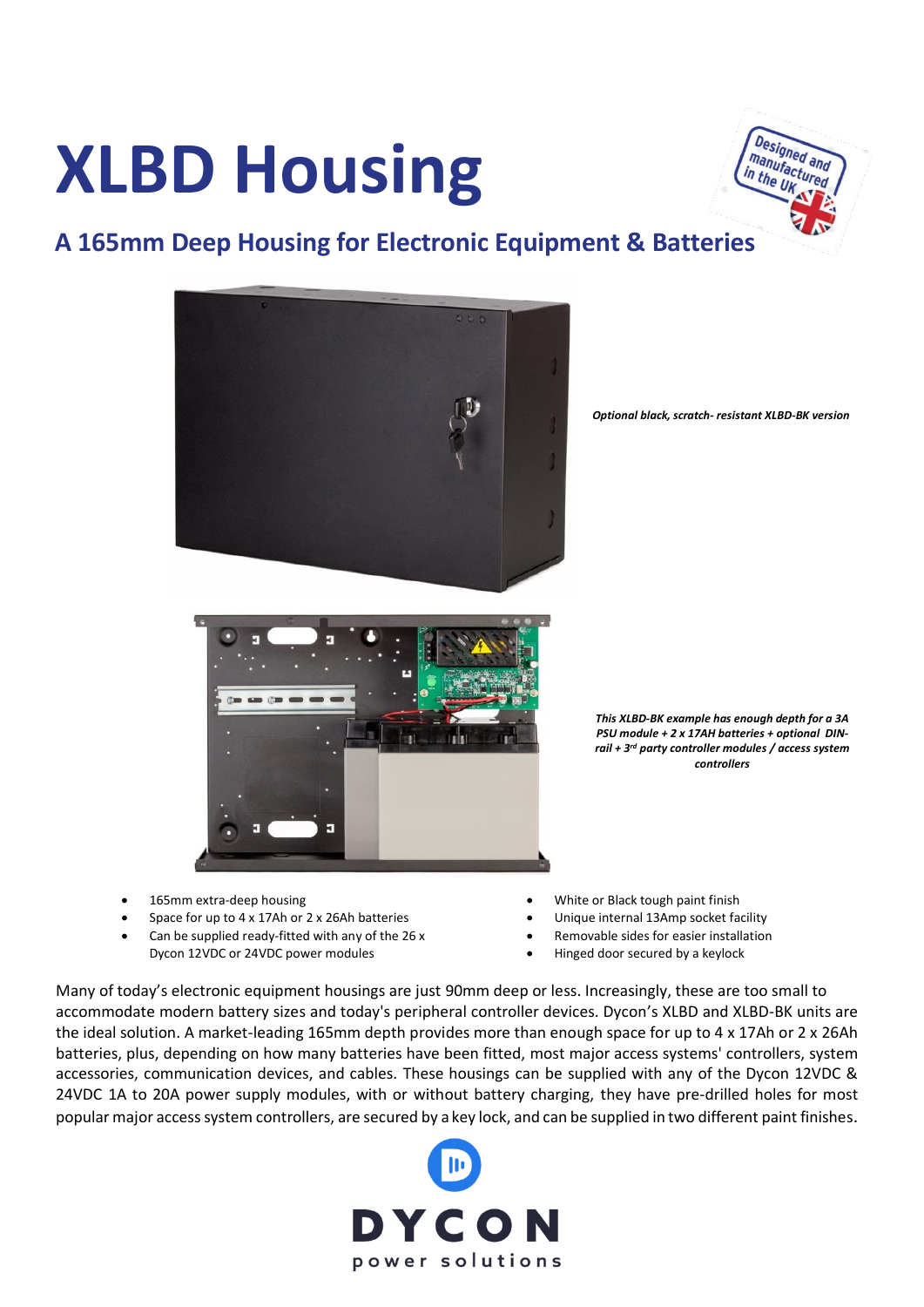# XLBD Housing

Designed and manufactured in the UK

## A 165mm Deep Housing for Electronic Equipment & Batteries

*Optional black, scratch- resistant XLBD-BK version*

*This XLBD-BK example has enough depth for a 3A PSU module + 2 x 17AH batteries + optional DIN-rail + 3rd party controller modules / access system controllers*

- 165mm extra-deep housing
- Space for up to 4 x 17Ah or 2 x 26Ah batteries
- Can be supplied ready-fitted with any of the 26 x Dycon 12VDC or 24VDC power modules
- White or Black tough paint finish
- Unique internal 13Amp socket facility
- Removable sides for easier installation
- Hinged door secured by a keylock

Many of today's electronic equipment housings are just 90mm deep or less. Increasingly, these are too small to accommodate modern battery sizes and today's peripheral controller devices. Dycon's XLBD and XLBD-BK units are the ideal solution. A market-leading 165mm depth provides more than enough space for up to 4 x 17Ah or 2 x 26Ah batteries, plus, depending on how many batteries have been fitted, most major access systems' controllers, system accessories, communication devices, and cables. These housings can be supplied with any of the Dycon 12VDC & 24VDC 1A to 20A power supply modules, with or without battery charging, they have pre-drilled holes for most popular major access system controllers, are secured by a key lock, and can be supplied in two different paint finishes.

DYCON
power solutions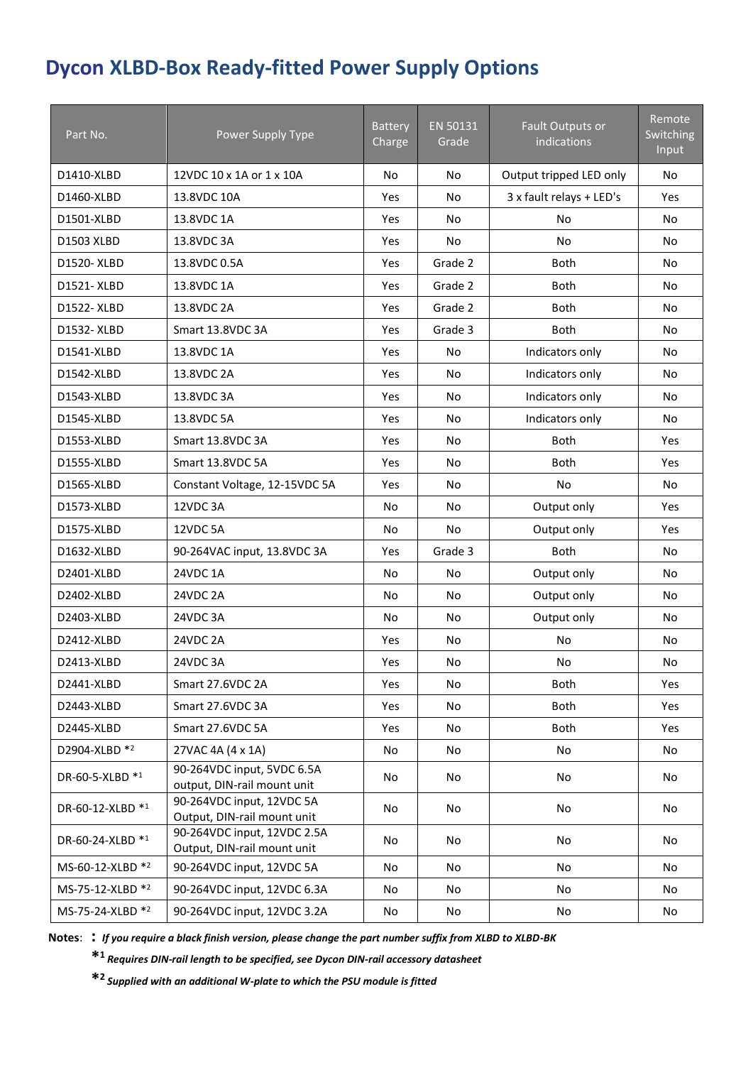# Dycon XLBD-Box Ready-fitted Power Supply Options

| Part No. | Power Supply Type | Battery Charge | EN 50131 Grade | Fault Outputs or indications | Remote Switching Input |
|---|---|---|---|---|---|
| D1410-XLBD | 12VDC 10 x 1A or 1 x 10A | No | No | Output tripped LED only | No |
| D1460-XLBD | 13.8VDC 10A | Yes | No | 3 x fault relays + LED's | Yes |
| D1501-XLBD | 13.8VDC 1A | Yes | No | No | No |
| D1503 XLBD | 13.8VDC 3A | Yes | No | No | No |
| D1520- XLBD | 13.8VDC 0.5A | Yes | Grade 2 | Both | No |
| D1521- XLBD | 13.8VDC 1A | Yes | Grade 2 | Both | No |
| D1522- XLBD | 13.8VDC 2A | Yes | Grade 2 | Both | No |
| D1532- XLBD | Smart 13.8VDC 3A | Yes | Grade 3 | Both | No |
| D1541-XLBD | 13.8VDC 1A | Yes | No | Indicators only | No |
| D1542-XLBD | 13.8VDC 2A | Yes | No | Indicators only | No |
| D1543-XLBD | 13.8VDC 3A | Yes | No | Indicators only | No |
| D1545-XLBD | 13.8VDC 5A | Yes | No | Indicators only | No |
| D1553-XLBD | Smart 13.8VDC 3A | Yes | No | Both | Yes |
| D1555-XLBD | Smart 13.8VDC 5A | Yes | No | Both | Yes |
| D1565-XLBD | Constant Voltage, 12-15VDC 5A | Yes | No | No | No |
| D1573-XLBD | 12VDC 3A | No | No | Output only | Yes |
| D1575-XLBD | 12VDC 5A | No | No | Output only | Yes |
| D1632-XLBD | 90-264VAC input, 13.8VDC 3A | Yes | Grade 3 | Both | No |
| D2401-XLBD | 24VDC 1A | No | No | Output only | No |
| D2402-XLBD | 24VDC 2A | No | No | Output only | No |
| D2403-XLBD | 24VDC 3A | No | No | Output only | No |
| D2412-XLBD | 24VDC 2A | Yes | No | No | No |
| D2413-XLBD | 24VDC 3A | Yes | No | No | No |
| D2441-XLBD | Smart 27.6VDC 2A | Yes | No | Both | Yes |
| D2443-XLBD | Smart 27.6VDC 3A | Yes | No | Both | Yes |
| D2445-XLBD | Smart 27.6VDC 5A | Yes | No | Both | Yes |
| D2904-XLBD *2 | 27VAC 4A (4 x 1A) | No | No | No | No |
| DR-60-5-XLBD *1 | 90-264VDC input, 5VDC 6.5A output, DIN-rail mount unit | No | No | No | No |
| DR-60-12-XLBD *1 | 90-264VDC input, 12VDC 5A Output, DIN-rail mount unit | No | No | No | No |
| DR-60-24-XLBD *1 | 90-264VDC input, 12VDC 2.5A Output, DIN-rail mount unit | No | No | No | No |
| MS-60-12-XLBD *2 | 90-264VDC input, 12VDC 5A | No | No | No | No |
| MS-75-12-XLBD *2 | 90-264VDC input, 12VDC 6.3A | No | No | No | No |
| MS-75-24-XLBD *2 | 90-264VDC input, 12VDC 3.2A | No | No | No | No |

**Notes**: *If you require a black finish version, please change the part number suffix from XLBD to XLBD-BK*

*1 *Requires DIN-rail length to be specified, see Dycon DIN-rail accessory datasheet*

*2 *Supplied with an additional W-plate to which the PSU module is fitted*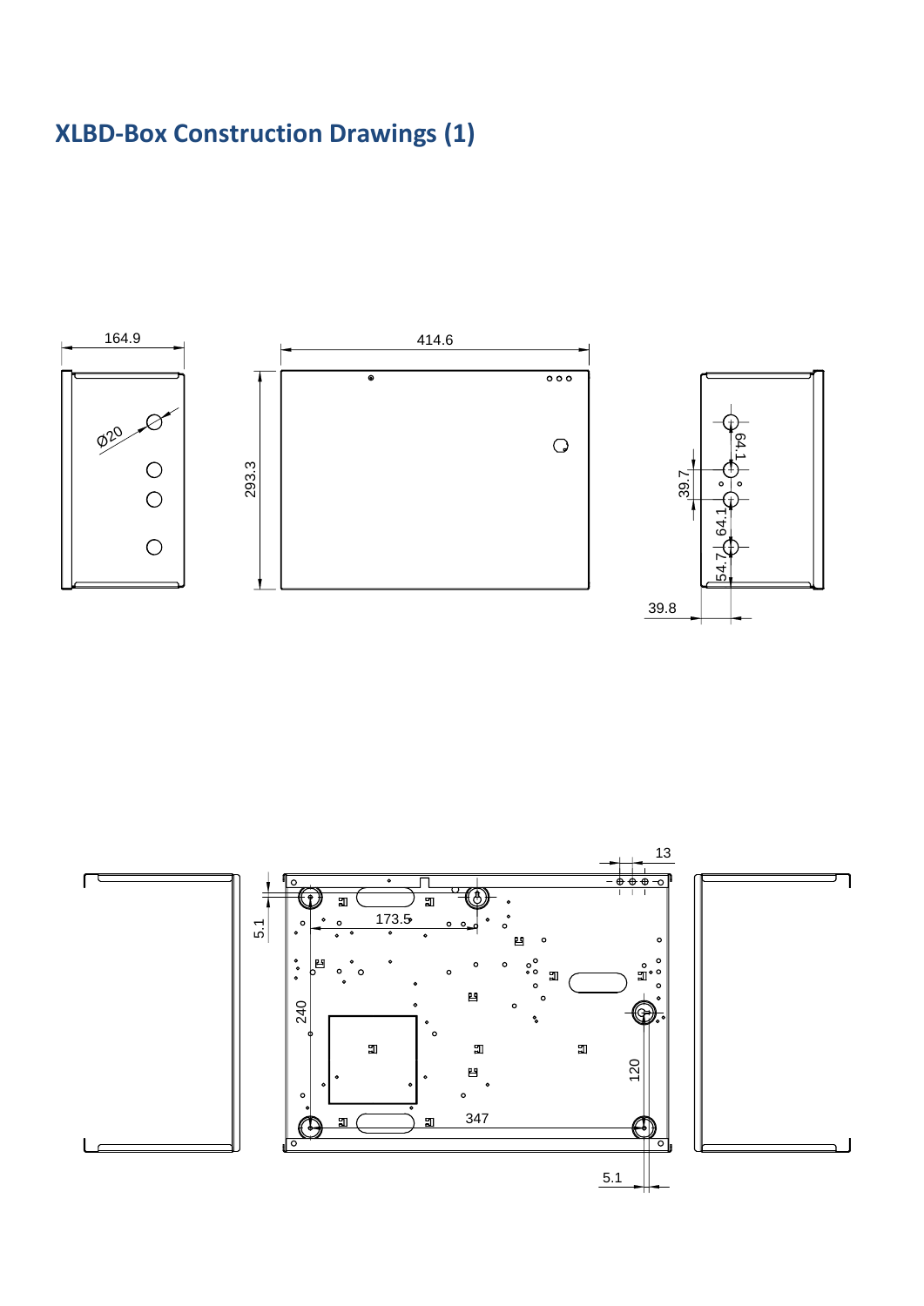# XLBD-Box Construction Drawings (1)

164.9

Ø20

414.6

293.3

64.1

39.7

64.1

54.7

39.8

13

5.1

173.5

240

120

347

5.1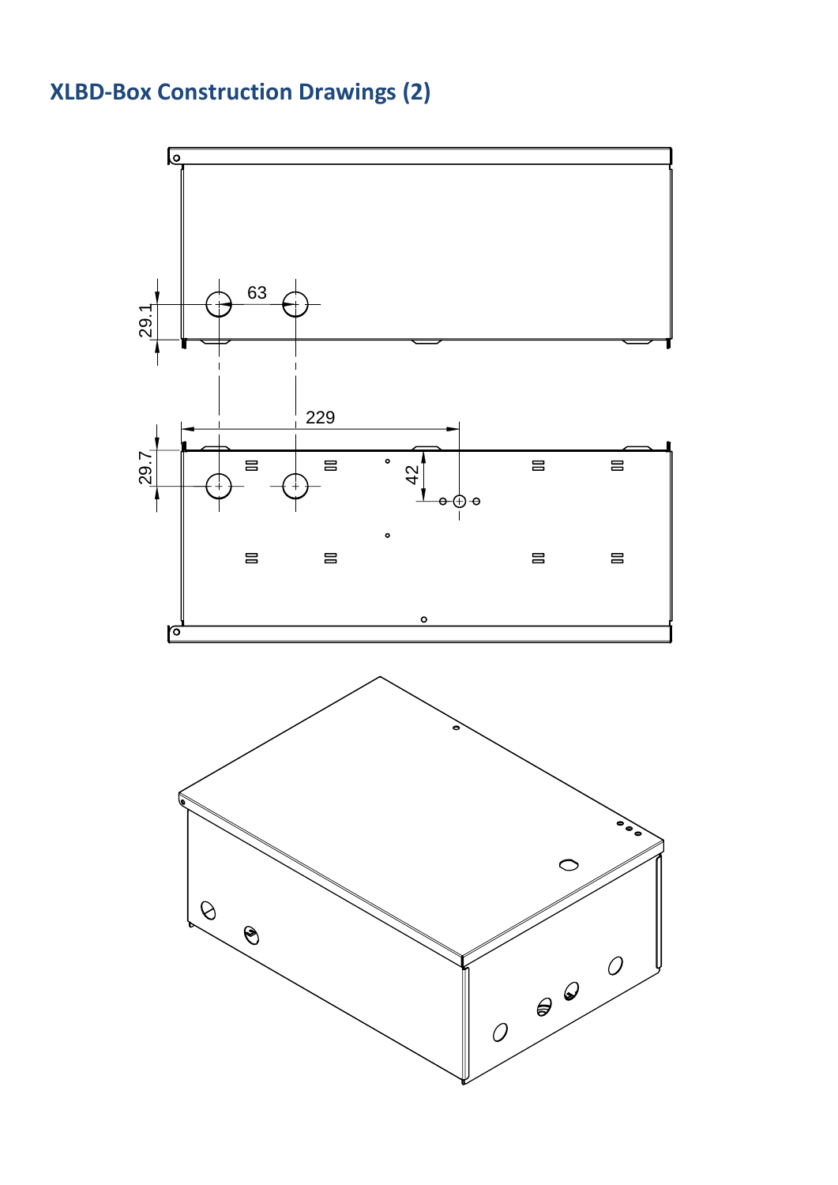# XLBD-Box Construction Drawings (2)

63

29.1

229

29.7

42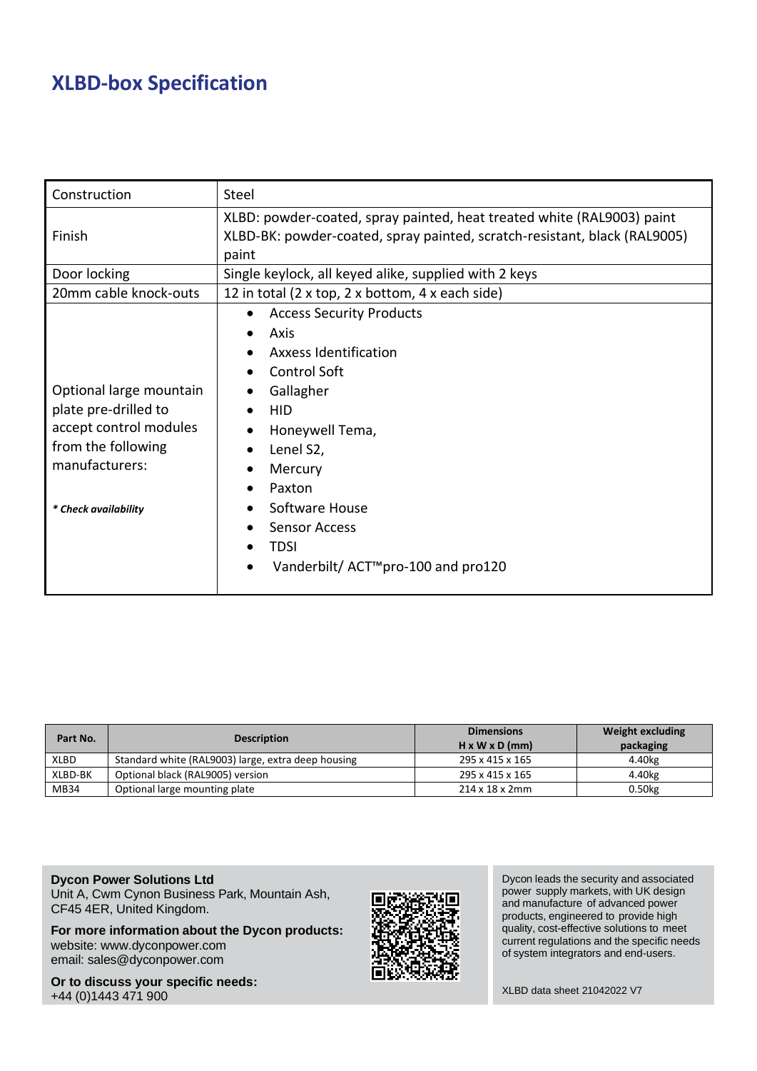## XLBD-box Specification

| | |
|---|---|
| Construction | Steel |
| Finish | XLBD: powder-coated, spray painted, heat treated white (RAL9003) paint<br>XLBD-BK: powder-coated, spray painted, scratch-resistant, black (RAL9005) paint |
| Door locking | Single keylock, all keyed alike, supplied with 2 keys |
| 20mm cable knock-outs | 12 in total (2 x top, 2 x bottom, 4 x each side) |
| Optional large mountain plate pre-drilled to accept control modules from the following manufacturers:<br><br>***\* Check availability*** | • Access Security Products<br>• Axis<br>• Axxess Identification<br>• Control Soft<br>• Gallagher<br>• HID<br>• Honeywell Tema,<br>• Lenel S2,<br>• Mercury<br>• Paxton<br>• Software House<br>• Sensor Access<br>• TDSI<br>• Vanderbilt/ ACT™pro-100 and pro120 |

| Part No. | Description | Dimensions H x W x D (mm) | Weight excluding packaging |
|---|---|---|---|
| XLBD | Standard white (RAL9003) large, extra deep housing | 295 x 415 x 165 | 4.40kg |
| XLBD-BK | Optional black (RAL9005) version | 295 x 415 x 165 | 4.40kg |
| MB34 | Optional large mounting plate | 214 x 18 x 2mm | 0.50kg |

**Dycon Power Solutions Ltd**
Unit A, Cwm Cynon Business Park, Mountain Ash, CF45 4ER, United Kingdom.

**For more information about the Dycon products:**
website: www.dyconpower.com
email: sales@dyconpower.com

**Or to discuss your specific needs:**
+44 (0)1443 471 900

Dycon leads the security and associated power supply markets, with UK design and manufacture of advanced power products, engineered to provide high quality, cost-effective solutions to meet current regulations and the specific needs of system integrators and end-users.

XLBD data sheet 21042022 V7